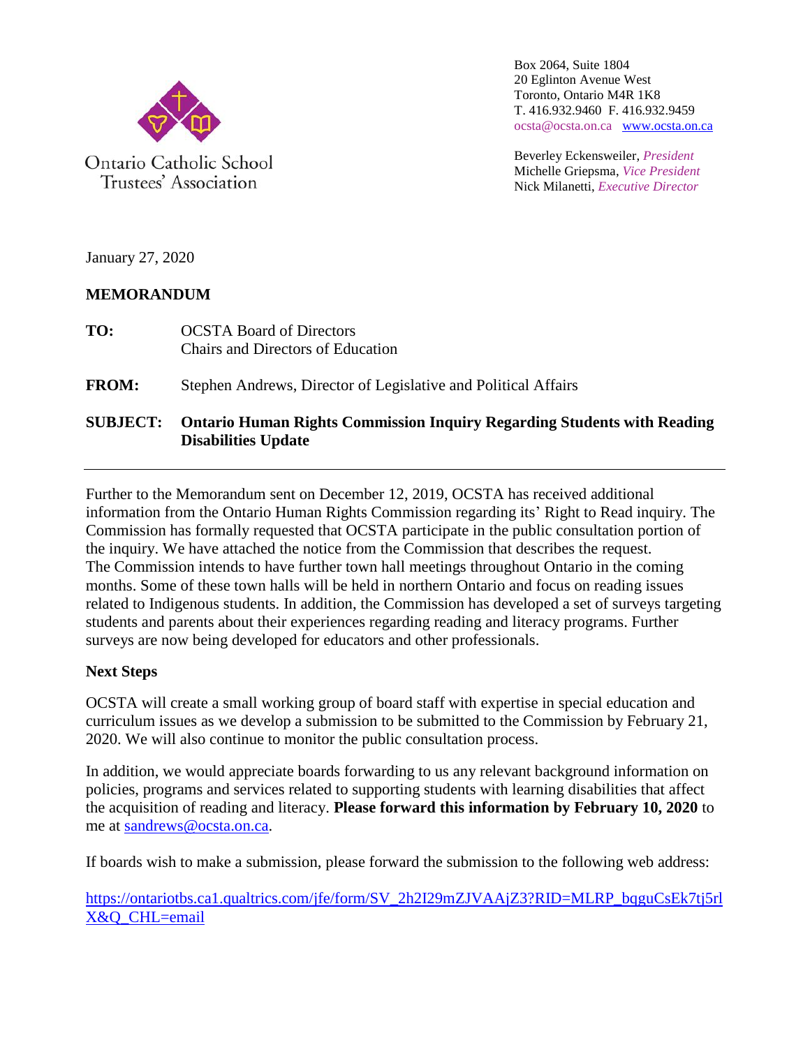Ontario Catholic School Trustees' Association

Box 2064, Suite 1804
20 Eglinton Avenue West
Toronto, Ontario M4R 1K8
T. 416.932.9460 F. 416.932.9459
ocsta@ocsta.on.ca www.ocsta.on.ca

Beverley Eckensweiler, *President*
Michelle Griepsma, *Vice President*
Nick Milanetti, *Executive Director*

January 27, 2020

**MEMORANDUM**

**TO:** OCSTA Board of Directors
Chairs and Directors of Education

**FROM:** Stephen Andrews, Director of Legislative and Political Affairs

**SUBJECT: Ontario Human Rights Commission Inquiry Regarding Students with Reading Disabilities Update**

---

Further to the Memorandum sent on December 12, 2019, OCSTA has received additional information from the Ontario Human Rights Commission regarding its' Right to Read inquiry. The Commission has formally requested that OCSTA participate in the public consultation portion of the inquiry. We have attached the notice from the Commission that describes the request. The Commission intends to have further town hall meetings throughout Ontario in the coming months. Some of these town halls will be held in northern Ontario and focus on reading issues related to Indigenous students. In addition, the Commission has developed a set of surveys targeting students and parents about their experiences regarding reading and literacy programs. Further surveys are now being developed for educators and other professionals.

**Next Steps**

OCSTA will create a small working group of board staff with expertise in special education and curriculum issues as we develop a submission to be submitted to the Commission by February 21, 2020. We will also continue to monitor the public consultation process.

In addition, we would appreciate boards forwarding to us any relevant background information on policies, programs and services related to supporting students with learning disabilities that affect the acquisition of reading and literacy. **Please forward this information by February 10, 2020** to me at sandrews@ocsta.on.ca.

If boards wish to make a submission, please forward the submission to the following web address:

https://ontariotbs.ca1.qualtrics.com/jfe/form/SV_2h2I29mZJVAAjZ3?RID=MLRP_bqguCsEk7tj5rlX&Q_CHL=email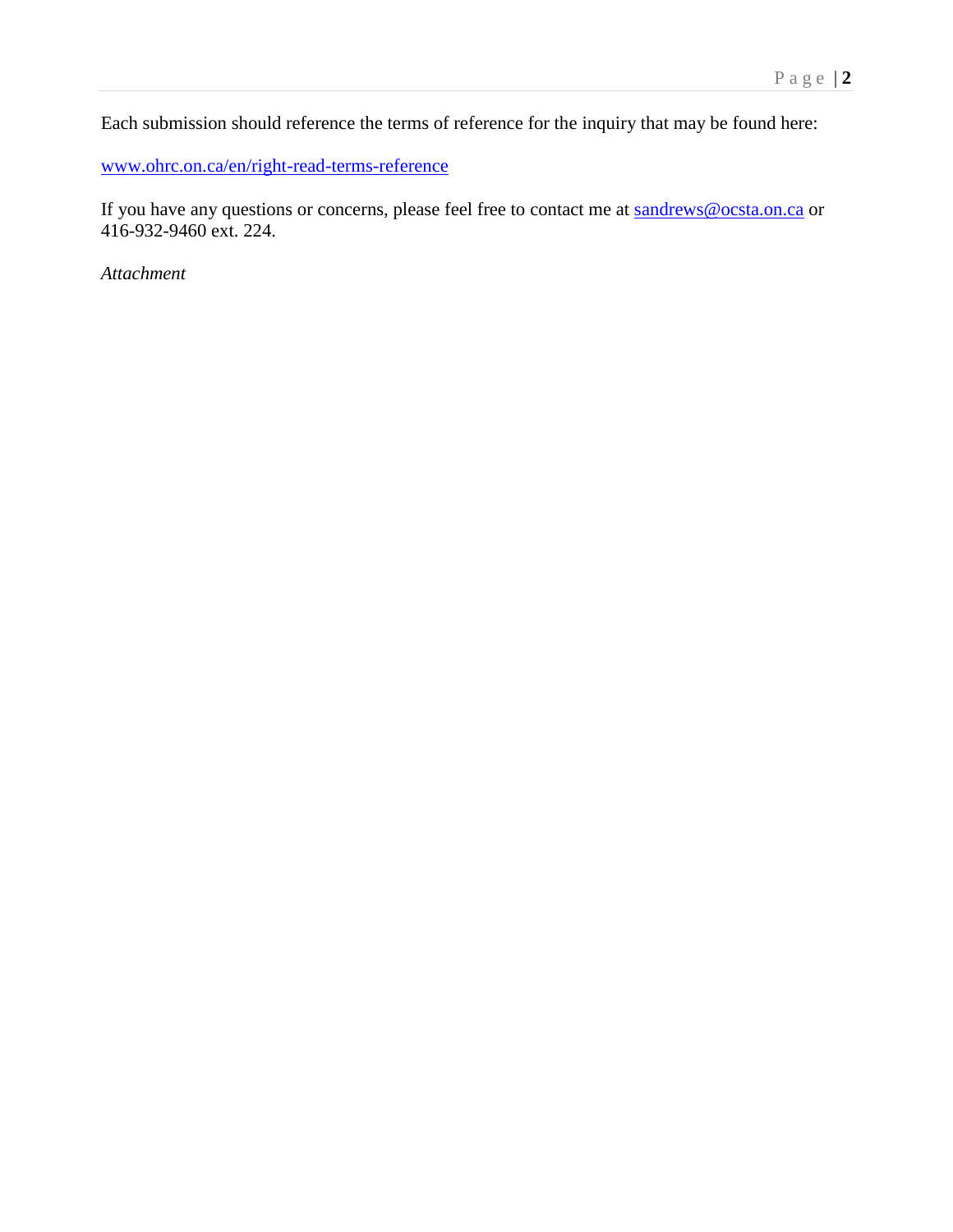Each submission should reference the terms of reference for the inquiry that may be found here:

[www.ohrc.on.ca/en/right-read-terms-reference](www.ohrc.on.ca/en/right-read-terms-reference)

If you have any questions or concerns, please feel free to contact me at [sandrews@ocsta.on.ca](mailto:sandrews@ocsta.on.ca) or 416-932-9460 ext. 224.

*Attachment*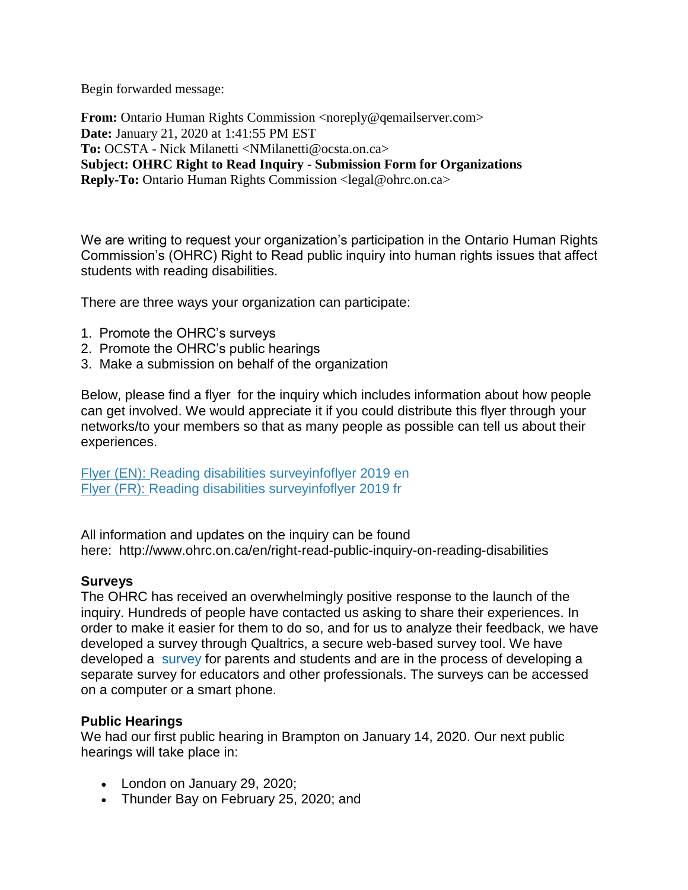Begin forwarded message:

**From:** Ontario Human Rights Commission <noreply@qemailserver.com>
**Date:** January 21, 2020 at 1:41:55 PM EST
**To:** OCSTA - Nick Milanetti <NMilanetti@ocsta.on.ca>
**Subject: OHRC Right to Read Inquiry - Submission Form for Organizations**
**Reply-To:** Ontario Human Rights Commission <legal@ohrc.on.ca>

We are writing to request your organization's participation in the Ontario Human Rights Commission's (OHRC) Right to Read public inquiry into human rights issues that affect students with reading disabilities.

There are three ways your organization can participate:

1. Promote the OHRC's surveys
2. Promote the OHRC's public hearings
3. Make a submission on behalf of the organization

Below, please find a flyer for the inquiry which includes information about how people can get involved. We would appreciate it if you could distribute this flyer through your networks/to your members so that as many people as possible can tell us about their experiences.

Flyer (EN): Reading disabilities surveyinfoflyer 2019 en
Flyer (FR): Reading disabilities surveyinfoflyer 2019 fr

All information and updates on the inquiry can be found here: http://www.ohrc.on.ca/en/right-read-public-inquiry-on-reading-disabilities

**Surveys**
The OHRC has received an overwhelmingly positive response to the launch of the inquiry. Hundreds of people have contacted us asking to share their experiences. In order to make it easier for them to do so, and for us to analyze their feedback, we have developed a survey through Qualtrics, a secure web-based survey tool. We have developed a survey for parents and students and are in the process of developing a separate survey for educators and other professionals. The surveys can be accessed on a computer or a smart phone.

**Public Hearings**
We had our first public hearing in Brampton on January 14, 2020. Our next public hearings will take place in:

- London on January 29, 2020;
- Thunder Bay on February 25, 2020; and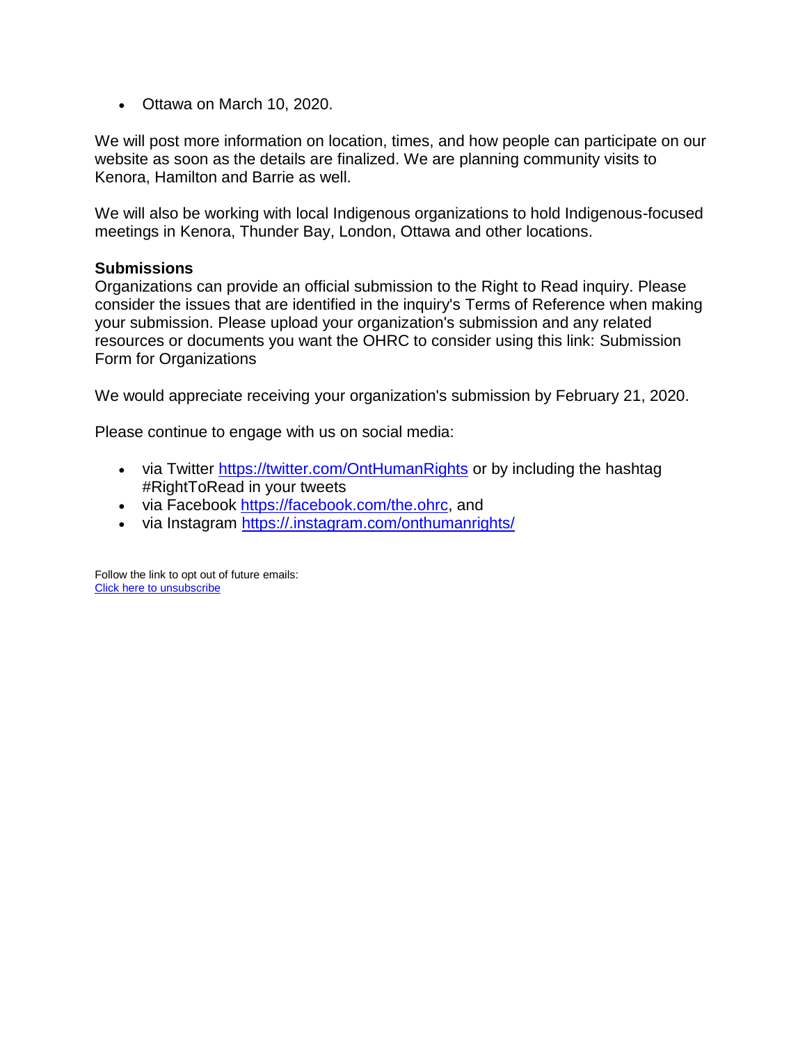- Ottawa on March 10, 2020.

We will post more information on location, times, and how people can participate on our website as soon as the details are finalized. We are planning community visits to Kenora, Hamilton and Barrie as well.

We will also be working with local Indigenous organizations to hold Indigenous-focused meetings in Kenora, Thunder Bay, London, Ottawa and other locations.

**Submissions**
Organizations can provide an official submission to the Right to Read inquiry. Please consider the issues that are identified in the inquiry's Terms of Reference when making your submission. Please upload your organization's submission and any related resources or documents you want the OHRC to consider using this link: Submission Form for Organizations

We would appreciate receiving your organization's submission by February 21, 2020.

Please continue to engage with us on social media:

- via Twitter https://twitter.com/OntHumanRights or by including the hashtag #RightToRead in your tweets
- via Facebook https://facebook.com/the.ohrc, and
- via Instagram https://.instagram.com/onthumanrights/

Follow the link to opt out of future emails:
Click here to unsubscribe